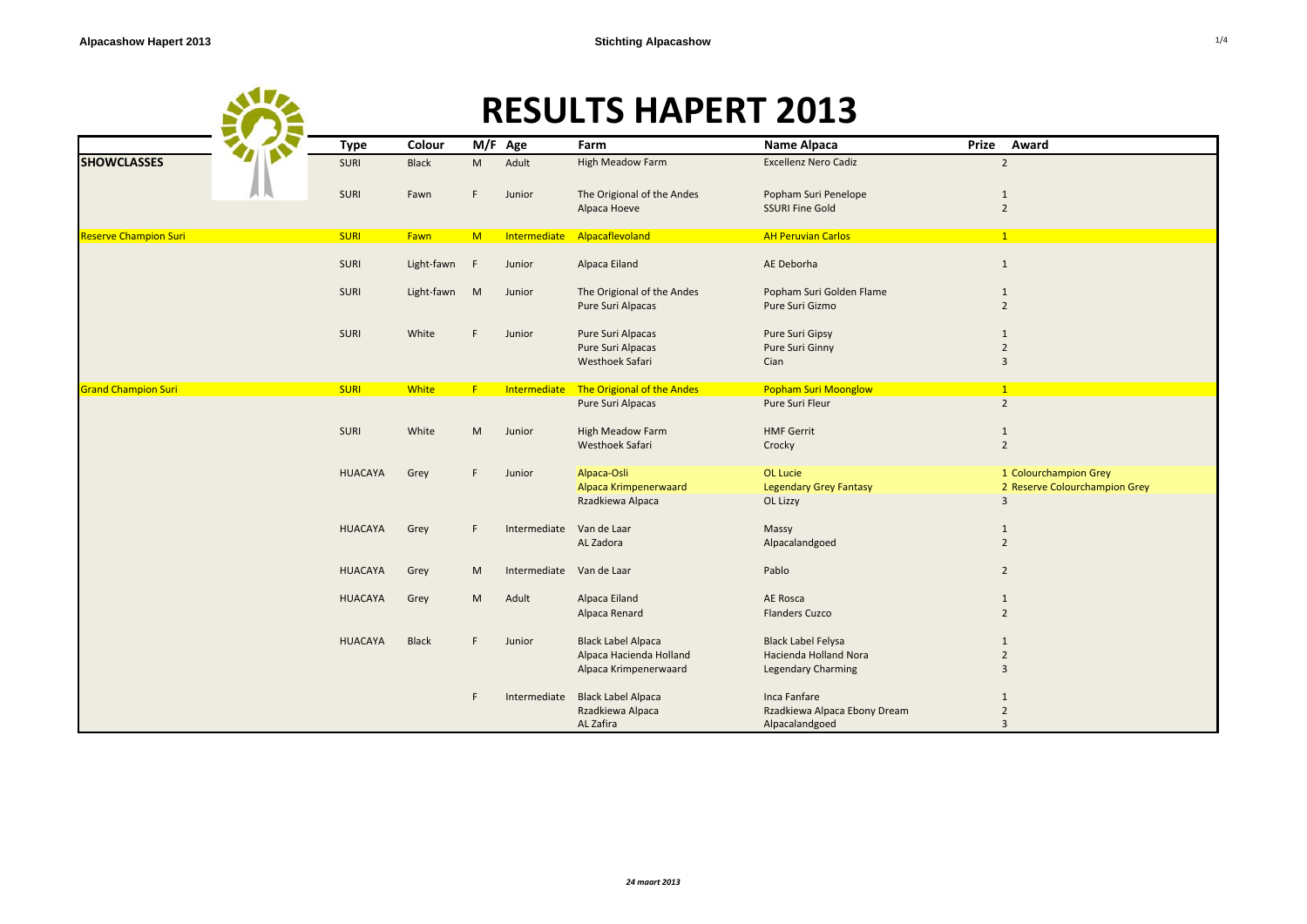# RESULTS HAPERT 2013

| | Type | Colour | M/F | Age | Farm | Name Alpaca | Prize | Award |
|---|---|---|---|---|---|---|---|---|
| **SHOWCLASSES** | SURI | Black | M | Adult | High Meadow Farm | Excellenz Nero Cadiz | 2 | |
| | SURI | Fawn | F | Junior | The Origional of the Andes | Popham Suri Penelope | 1 | |
| | | | | | Alpaca Hoeve | SSURI Fine Gold | 2 | |
| Reserve Champion Suri | SURI | Fawn | M | Intermediate | Alpacaflevoland | AH Peruvian Carlos | 1 | |
| | SURI | Light-fawn | F | Junior | Alpaca Eiland | AE Deborha | 1 | |
| | SURI | Light-fawn | M | Junior | The Origional of the Andes | Popham Suri Golden Flame | 1 | |
| | | | | | Pure Suri Alpacas | Pure Suri Gizmo | 2 | |
| | SURI | White | F | Junior | Pure Suri Alpacas | Pure Suri Gipsy | 1 | |
| | | | | | Pure Suri Alpacas | Pure Suri Ginny | 2 | |
| | | | | | Westhoek Safari | Cian | 3 | |
| Grand Champion Suri | SURI | White | F | Intermediate | The Origional of the Andes | Popham Suri Moonglow | 1 | |
| | | | | | Pure Suri Alpacas | Pure Suri Fleur | 2 | |
| | SURI | White | M | Junior | High Meadow Farm | HMF Gerrit | 1 | |
| | | | | | Westhoek Safari | Crocky | 2 | |
| | HUACAYA | Grey | F | Junior | Alpaca-Osli | OL Lucie | 1 | Colourchampion Grey |
| | | | | | Alpaca Krimpenerwaard | Legendary Grey Fantasy | 2 | Reserve Colourchampion Grey |
| | | | | | Rzadkiewa Alpaca | OL Lizzy | 3 | |
| | HUACAYA | Grey | F | Intermediate | Van de Laar | Massy | 1 | |
| | | | | | AL Zadora | Alpacalandgoed | 2 | |
| | HUACAYA | Grey | M | Intermediate | Van de Laar | Pablo | 2 | |
| | HUACAYA | Grey | M | Adult | Alpaca Eiland | AE Rosca | 1 | |
| | | | | | Alpaca Renard | Flanders Cuzco | 2 | |
| | HUACAYA | Black | F | Junior | Black Label Alpaca | Black Label Felysa | 1 | |
| | | | | | Alpaca Hacienda Holland | Hacienda Holland Nora | 2 | |
| | | | | | Alpaca Krimpenerwaard | Legendary Charming | 3 | |
| | | | F | Intermediate | Black Label Alpaca | Inca Fanfare | 1 | |
| | | | | | Rzadkiewa Alpaca | Rzadkiewa Alpaca Ebony Dream | 2 | |
| | | | | | AL Zafira | Alpacalandgoed | 3 | |

*24 maart 2013*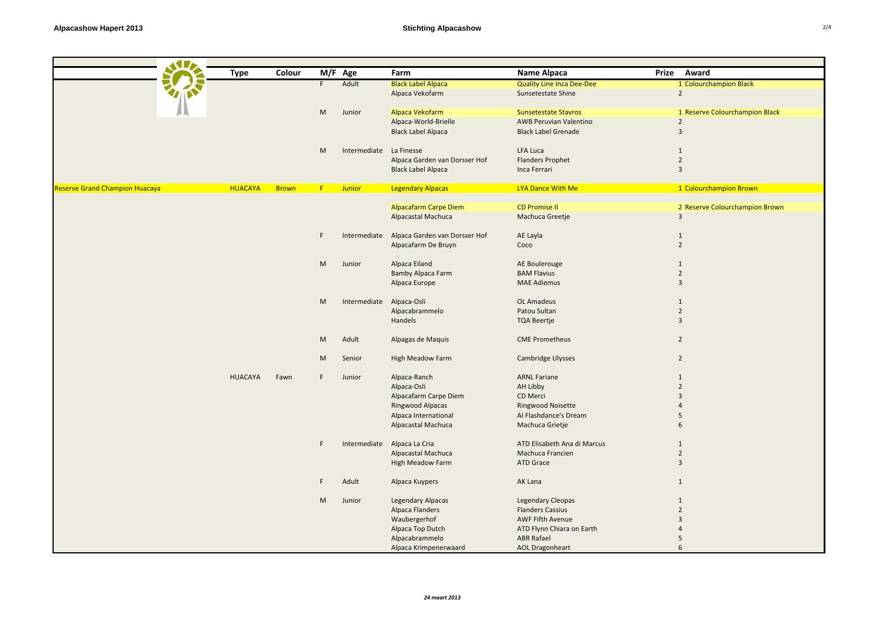| | Type | Colour | M/F | Age | Farm | Name Alpaca | Prize | Award |
|---|---|---|---|---|---|---|---|---|
| | | | F | Adult | Black Label Alpaca | Quality Line Inca Dee-Dee | 1 | Colourchampion Black |
| | | | | | Alpaca Vekofarm | Sunsetestate Shine | 2 | |
| | | | M | Junior | Alpaca Vekofarm | Sunsetestate Stavros | 1 | Reserve Colourchampion Black |
| | | | | | Alpaca-World-Brielle | AWB Peruvian Valentino | 2 | |
| | | | | | Black Label Alpaca | Black Label Grenade | 3 | |
| | | | M | Intermediate | La Finesse | LFA Luca | 1 | |
| | | | | | Alpaca Garden van Dorsser Hof | Flanders Prophet | 2 | |
| | | | | | Black Label Alpaca | Inca Ferrari | 3 | |
| Reserve Grand Champion Huacaya | HUACAYA | Brown | F | Junior | Legendary Alpacas | LYA Dance With Me | 1 | Colourchampion Brown |
| | | | | | Alpacafarm Carpe Diem | CD Promise II | 2 | Reserve Colourchampion Brown |
| | | | | | Alpacastal Machuca | Machuca Greetje | 3 | |
| | | | F | Intermediate | Alpaca Garden van Dorsser Hof | AE Layla | 1 | |
| | | | | | Alpacafarm De Bruyn | Coco | 2 | |
| | | | M | Junior | Alpaca Eiland | AE Boulerouge | 1 | |
| | | | | | Bamby Alpaca Farm | BAM Flavius | 2 | |
| | | | | | Alpaca Europe | MAE Adiemus | 3 | |
| | | | M | Intermediate | Alpaca-Osli | OL Amadeus | 1 | |
| | | | | | Alpacabrammelo | Patou Sultan | 2 | |
| | | | | | Handels | TQA Beertje | 3 | |
| | | | M | Adult | Alpagas de Maquis | CME Prometheus | 2 | |
| | | | M | Senior | High Meadow Farm | Cambridge Ulysses | 2 | |
| | HUACAYA | Fawn | F | Junior | Alpaca-Ranch | ARNL Fariane | 1 | |
| | | | | | Alpaca-Osli | AH Libby | 2 | |
| | | | | | Alpacafarm Carpe Diem | CD Merci | 3 | |
| | | | | | Ringwood Alpacas | Ringwood Noisette | 4 | |
| | | | | | Alpaca International | AI Flashdance's Dream | 5 | |
| | | | | | Alpacastal Machuca | Machuca Grietje | 6 | |
| | | | F | Intermediate | Alpaca La Cria | ATD Elisabeth Ana di Marcus | 1 | |
| | | | | | Alpacastal Machuca | Machuca Francien | 2 | |
| | | | | | High Meadow Farm | ATD Grace | 3 | |
| | | | F | Adult | Alpaca Kuypers | AK Lana | 1 | |
| | | | M | Junior | Legendary Alpacas | Legendary Cleopas | 1 | |
| | | | | | Alpaca Flanders | Flanders Cassius | 2 | |
| | | | | | Waubergerhof | AWF Fifth Avenue | 3 | |
| | | | | | Alpaca Top Dutch | ATD Flynn Chiara on Earth | 4 | |
| | | | | | Alpacabrammelo | ABR Rafael | 5 | |
| | | | | | Alpaca Krimpenerwaard | AOL Dragonheart | 6 | |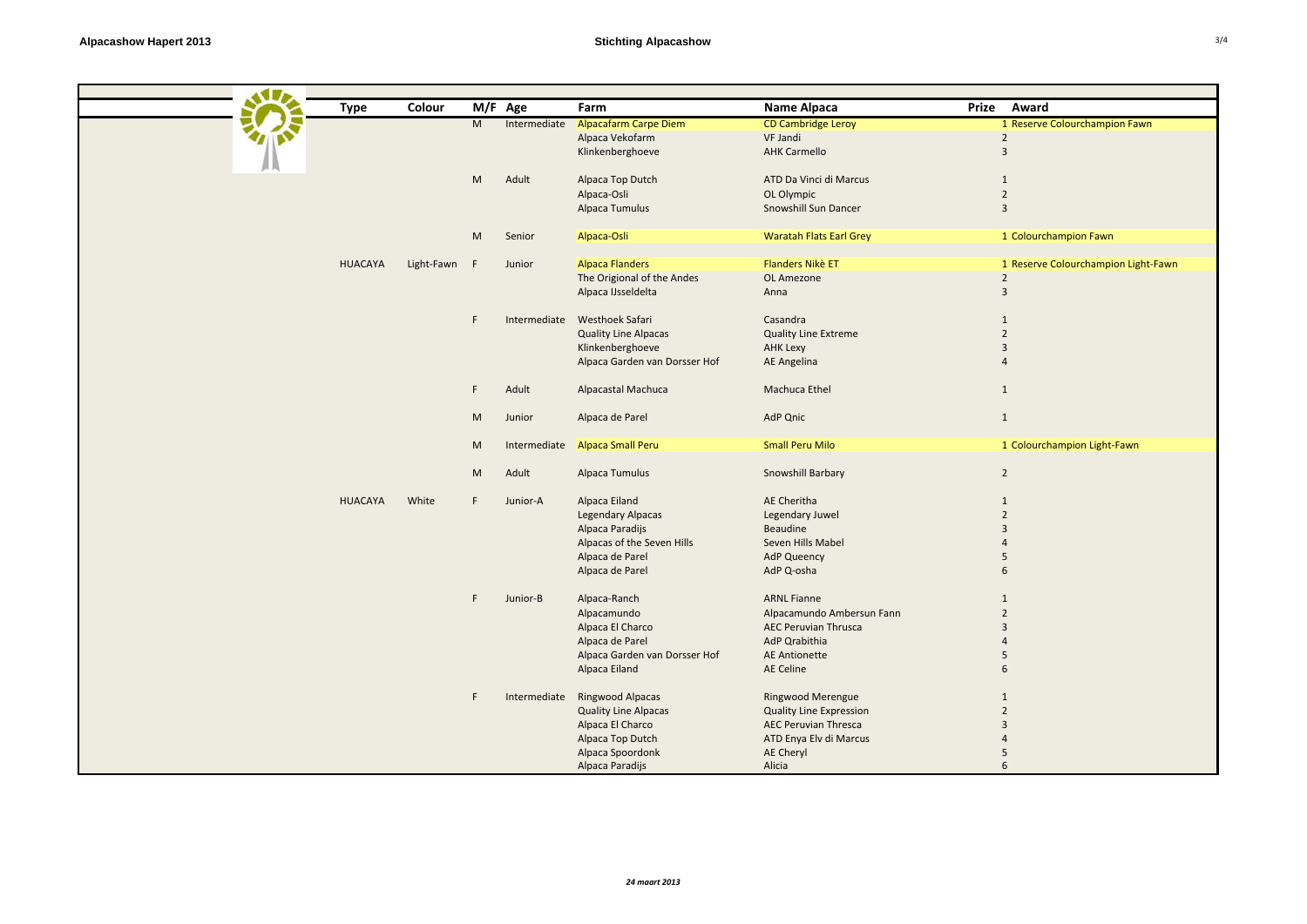| Type | Colour | M/F | Age | Farm | Name Alpaca | Prize | Award |
|---|---|---|---|---|---|---|---|
| | | M | Intermediate | Alpacafarm Carpe Diem | CD Cambridge Leroy | 1 | Reserve Colourchampion Fawn |
| | | | | Alpaca Vekofarm | VF Jandi | 2 | |
| | | | | Klinkenberghoeve | AHK Carmello | 3 | |
| | | M | Adult | Alpaca Top Dutch | ATD Da Vinci di Marcus | 1 | |
| | | | | Alpaca-Osli | OL Olympic | 2 | |
| | | | | Alpaca Tumulus | Snowshill Sun Dancer | 3 | |
| | | M | Senior | Alpaca-Osli | Waratah Flats Earl Grey | 1 | Colourchampion Fawn |
| HUACAYA | Light-Fawn | F | Junior | Alpaca Flanders | Flanders Nikè ET | 1 | Reserve Colourchampion Light-Fawn |
| | | | | The Origional of the Andes | OL Amezone | 2 | |
| | | | | Alpaca IJsseldelta | Anna | 3 | |
| | | F | Intermediate | Westhoek Safari | Casandra | 1 | |
| | | | | Quality Line Alpacas | Quality Line Extreme | 2 | |
| | | | | Klinkenberghoeve | AHK Lexy | 3 | |
| | | | | Alpaca Garden van Dorsser Hof | AE Angelina | 4 | |
| | | F | Adult | Alpacastal Machuca | Machuca Ethel | 1 | |
| | | M | Junior | Alpaca de Parel | AdP Qnic | 1 | |
| | | M | Intermediate | Alpaca Small Peru | Small Peru Milo | 1 | Colourchampion Light-Fawn |
| | | M | Adult | Alpaca Tumulus | Snowshill Barbary | 2 | |
| HUACAYA | White | F | Junior-A | Alpaca Eiland | AE Cheritha | 1 | |
| | | | | Legendary Alpacas | Legendary Juwel | 2 | |
| | | | | Alpaca Paradijs | Beaudine | 3 | |
| | | | | Alpacas of the Seven Hills | Seven Hills Mabel | 4 | |
| | | | | Alpaca de Parel | AdP Queency | 5 | |
| | | | | Alpaca de Parel | AdP Q-osha | 6 | |
| | | F | Junior-B | Alpaca-Ranch | ARNL Fianne | 1 | |
| | | | | Alpacamundo | Alpacamundo Ambersun Fann | 2 | |
| | | | | Alpaca El Charco | AEC Peruvian Thrusca | 3 | |
| | | | | Alpaca de Parel | AdP Qrabithia | 4 | |
| | | | | Alpaca Garden van Dorsser Hof | AE Antionette | 5 | |
| | | | | Alpaca Eiland | AE Celine | 6 | |
| | | F | Intermediate | Ringwood Alpacas | Ringwood Merengue | 1 | |
| | | | | Quality Line Alpacas | Quality Line Expression | 2 | |
| | | | | Alpaca El Charco | AEC Peruvian Thresca | 3 | |
| | | | | Alpaca Top Dutch | ATD Enya Elv di Marcus | 4 | |
| | | | | Alpaca Spoordonk | AE Cheryl | 5 | |
| | | | | Alpaca Paradijs | Alicia | 6 | |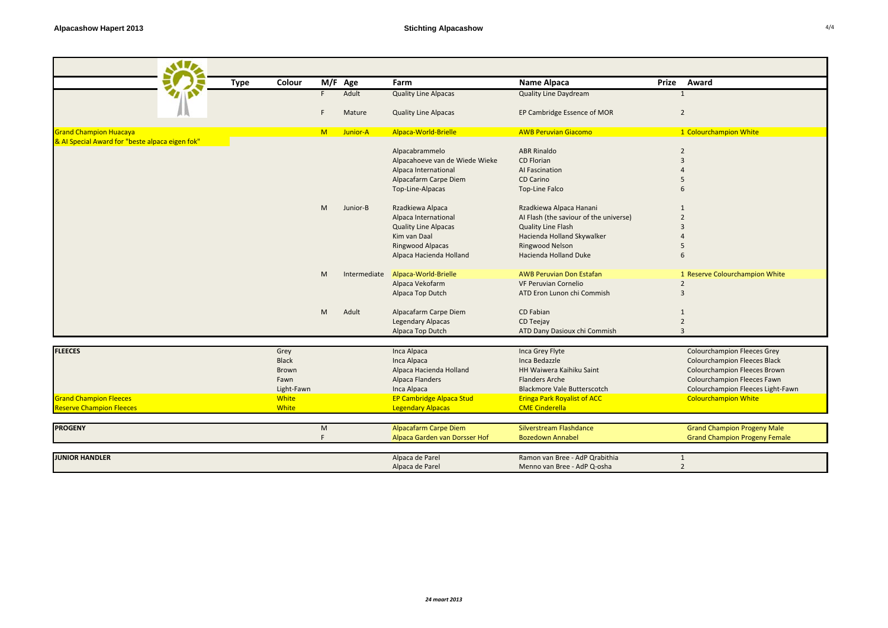| | Type | Colour | M/F | Age | Farm | Name Alpaca | Prize | Award |
|---|---|---|---|---|---|---|---|---|
| | | | F | Adult | Quality Line Alpacas | Quality Line Daydream | 1 | |
| | | | F | Mature | Quality Line Alpacas | EP Cambridge Essence of MOR | 2 | |
| Grand Champion Huacaya & AI Special Award for "beste alpaca eigen fok" | | | M | Junior-A | Alpaca-World-Brielle | AWB Peruvian Giacomo | 1 | Colourchampion White |
| | | | | | Alpacabrammelo | ABR Rinaldo | 2 | |
| | | | | | Alpacahoeve van de Wiede Wieke | CD Florian | 3 | |
| | | | | | Alpaca International | AI Fascination | 4 | |
| | | | | | Alpacafarm Carpe Diem | CD Carino | 5 | |
| | | | | | Top-Line-Alpacas | Top-Line Falco | 6 | |
| | | | M | Junior-B | Rzadkiewa Alpaca | Rzadkiewa Alpaca Hanani | 1 | |
| | | | | | Alpaca International | AI Flash (the saviour of the universe) | 2 | |
| | | | | | Quality Line Alpacas | Quality Line Flash | 3 | |
| | | | | | Kim van Daal | Hacienda Holland Skywalker | 4 | |
| | | | | | Ringwood Alpacas | Ringwood Nelson | 5 | |
| | | | | | Alpaca Hacienda Holland | Hacienda Holland Duke | 6 | |
| | | | M | Intermediate | Alpaca-World-Brielle | AWB Peruvian Don Estafan | 1 | Reserve Colourchampion White |
| | | | | | Alpaca Vekofarm | VF Peruvian Cornelio | 2 | |
| | | | | | Alpaca Top Dutch | ATD Eron Lunon chi Commish | 3 | |
| | | | M | Adult | Alpacafarm Carpe Diem | CD Fabian | 1 | |
| | | | | | Legendary Alpacas | CD Teejay | 2 | |
| | | | | | Alpaca Top Dutch | ATD Dany Dasioux chi Commish | 3 | |

| | Colour | Farm | Name Alpaca | Award |
|---|---|---|---|---|
| **FLEECES** | Grey | Inca Alpaca | Inca Grey Flyte | Colourchampion Fleeces Grey |
| | Black | Inca Alpaca | Inca Bedazzle | Colourchampion Fleeces Black |
| | Brown | Alpaca Hacienda Holland | HH Waiwera Kaihiku Saint | Colourchampion Fleeces Brown |
| | Fawn | Alpaca Flanders | Flanders Arche | Colourchampion Fleeces Fawn |
| | Light-Fawn | Inca Alpaca | Blackmore Vale Butterscotch | Colourchampion Fleeces Light-Fawn |
| Grand Champion Fleeces | White | EP Cambridge Alpaca Stud | Eringa Park Royalist of ACC | Colourchampion White |
| Reserve Champion Fleeces | White | Legendary Alpacas | CME Cinderella | |

| | M/F | Farm | Name Alpaca | Award |
|---|---|---|---|---|
| **PROGENY** | M | Alpacafarm Carpe Diem | Silverstream Flashdance | Grand Champion Progeny Male |
| | F | Alpaca Garden van Dorsser Hof | Bozedown Annabel | Grand Champion Progeny Female |

| | Farm | Name Alpaca | Prize |
|---|---|---|---|
| **JUNIOR HANDLER** | Alpaca de Parel | Ramon van Bree - AdP Qrabithia | 1 |
| | Alpaca de Parel | Menno van Bree - AdP Q-osha | 2 |

*24 maart 2013*